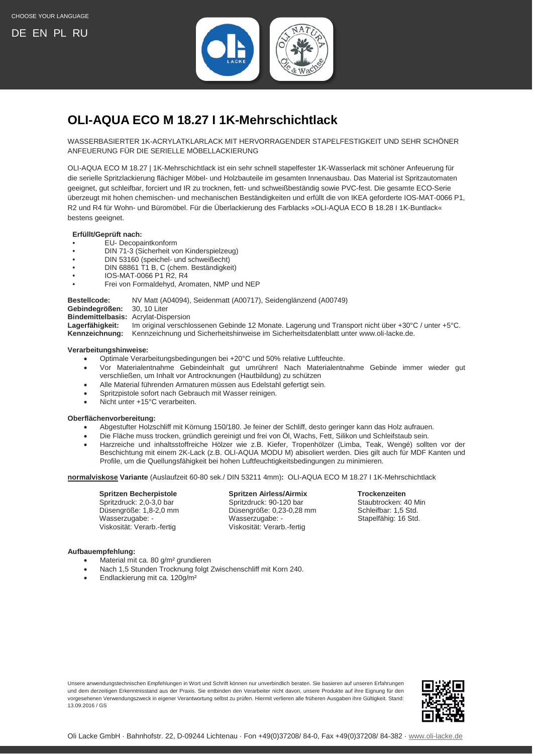CHOOSE YOUR LANGUAGE

DE EN PL RU

# OLI-AQUA ECO M 18.27 I 1K-Mehrschichtlack

WASSERBASIERTER 1K-ACRYLATKLARLACK MIT HERVORRAGENDER STAPELFESTIGKEIT UND SEHR SCHÖNER ANFEUERUNG FÜR DIE SERIELLE MÖBELLACKIERUNG

OLI-AQUA ECO M 18.27 | 1K-Mehrschichtlack ist ein sehr schnell stapelfester 1K-Wasserlack mit schöner Anfeuerung für die serielle Spritzlackierung flächiger Möbel- und Holzbauteile im gesamten Innenausbau. Das Material ist Spritzautomaten geeignet, gut schleifbar, forciert und IR zu trocknen, fett- und schweißbeständig sowie PVC-fest. Die gesamte ECO-Serie überzeugt mit hohen chemischen- und mechanischen Beständigkeiten und erfüllt die von IKEA geforderte IOS-MAT-0066 P1, R2 und R4 für Wohn- und Büromöbel. Für die Überlackierung des Farblacks »OLI-AQUA ECO B 18.28 I 1K-Buntlack« bestens geeignet.

**Erfüllt/Geprüft nach:**

- EU- Decopaintkonform
- DIN 71-3 (Sicherheit von Kinderspielzeug)
- DIN 53160 (speichel- und schweißecht)
- DIN 68861 T1 B, C (chem. Beständigkeit)
- IOS-MAT-0066 P1 R2, R4
- Frei von Formaldehyd, Aromaten, NMP und NEP

**Bestellcode:** NV Matt (A04094), Seidenmatt (A00717), Seidenglänzend (A00749)
**Gebindegrößen:** 30, 10 Liter
**Bindemittelbasis:** Acrylat-Dispersion
**Lagerfähigkeit:** Im original verschlossenen Gebinde 12 Monate. Lagerung und Transport nicht über +30°C / unter +5°C.
**Kennzeichnung:** Kennzeichnung und Sicherheitshinweise im Sicherheitsdatenblatt unter www.oli-lacke.de.

**Verarbeitungshinweise:**

- Optimale Verarbeitungsbedingungen bei +20°C und 50% relative Luftfeuchte.
- Vor Materialentnahme Gebindeinhalt gut umrühren! Nach Materialentnahme Gebinde immer wieder gut verschließen, um Inhalt vor Antrocknungen (Hautbildung) zu schützen
- Alle Material führenden Armaturen müssen aus Edelstahl gefertigt sein.
- Spritzpistole sofort nach Gebrauch mit Wasser reinigen.
- Nicht unter +15°C verarbeiten.

**Oberflächenvorbereitung:**

- Abgestufter Holzschliff mit Körnung 150/180. Je feiner der Schliff, desto geringer kann das Holz aufrauen.
- Die Fläche muss trocken, gründlich gereinigt und frei von Öl, Wachs, Fett, Silikon und Schleifstaub sein.
- Harzreiche und inhaltsstoffreiche Hölzer wie z.B. Kiefer, Tropenhölzer (Limba, Teak, Wengé) sollten vor der Beschichtung mit einem 2K-Lack (z.B. OLI-AQUA MODU M) abisoliert werden. Dies gilt auch für MDF Kanten und Profile, um die Quellungsfähigkeit bei hohen Luftfeuchtigkeitsbedingungen zu minimieren.

**normalviskose Variante** (Auslaufzeit 60-80 sek./ DIN 53211 4mm)**:** OLI-AQUA ECO M 18.27 I 1K-Mehrschichtlack

**Spritzen Becherpistole**
Spritzdruck: 2,0-3,0 bar
Düsengröße: 1,8-2,0 mm
Wasserzugabe: -
Viskosität: Verarb.-fertig

**Spritzen Airless/Airmix**
Spritzdruck: 90-120 bar
Düsengröße: 0,23-0,28 mm
Wasserzugabe: -
Viskosität: Verarb.-fertig

**Trockenzeiten**
Staubtrocken: 40 Min
Schleifbar: 1,5 Std.
Stapelfähig: 16 Std.

**Aufbauempfehlung:**

- Material mit ca. 80 g/m² grundieren
- Nach 1,5 Stunden Trocknung folgt Zwischenschliff mit Korn 240.
- Endlackierung mit ca. 120g/m²

Unsere anwendungstechnischen Empfehlungen in Wort und Schrift können nur unverbindlich beraten. Sie basieren auf unseren Erfahrungen und dem derzeitigen Erkenntnisstand aus der Praxis. Sie entbinden den Verarbeiter nicht davon, unsere Produkte auf ihre Eignung für den vorgesehenen Verwendungszweck in eigener Verantwortung selbst zu prüfen. Hiermit verlieren alle früheren Ausgaben ihre Gültigkeit. Stand: 13.09.2016 / GS

Oli Lacke GmbH · Bahnhofstr. 22, D-09244 Lichtenau · Fon +49(0)37208/ 84-0, Fax +49(0)37208/ 84-382 · www.oli-lacke.de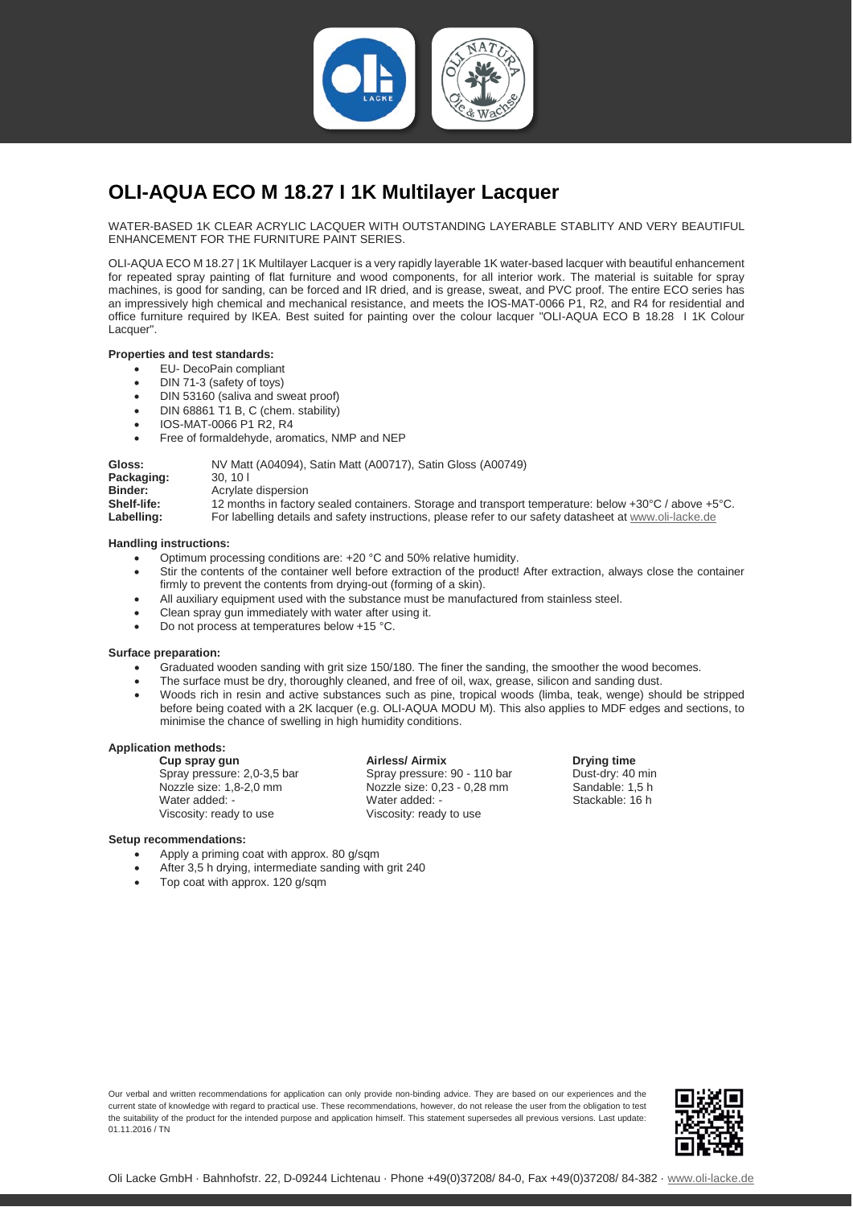# OLI-AQUA ECO M 18.27 I 1K Multilayer Lacquer

WATER-BASED 1K CLEAR ACRYLIC LACQUER WITH OUTSTANDING LAYERABLE STABLITY AND VERY BEAUTIFUL ENHANCEMENT FOR THE FURNITURE PAINT SERIES.

OLI-AQUA ECO M 18.27 | 1K Multilayer Lacquer is a very rapidly layerable 1K water-based lacquer with beautiful enhancement for repeated spray painting of flat furniture and wood components, for all interior work. The material is suitable for spray machines, is good for sanding, can be forced and IR dried, and is grease, sweat, and PVC proof. The entire ECO series has an impressively high chemical and mechanical resistance, and meets the IOS-MAT-0066 P1, R2, and R4 for residential and office furniture required by IKEA. Best suited for painting over the colour lacquer "OLI-AQUA ECO B 18.28 I 1K Colour Lacquer".

**Properties and test standards:**

- EU- DecoPain compliant
- DIN 71-3 (safety of toys)
- DIN 53160 (saliva and sweat proof)
- DIN 68861 T1 B, C (chem. stability)
- IOS-MAT-0066 P1 R2, R4
- Free of formaldehyde, aromatics, NMP and NEP

**Gloss:** NV Matt (A04094), Satin Matt (A00717), Satin Gloss (A00749)
**Packaging:** 30, 10 l
**Binder:** Acrylate dispersion
**Shelf-life:** 12 months in factory sealed containers. Storage and transport temperature: below +30°C / above +5°C.
**Labelling:** For labelling details and safety instructions, please refer to our safety datasheet at www.oli-lacke.de

**Handling instructions:**

- Optimum processing conditions are: +20 °C and 50% relative humidity.
- Stir the contents of the container well before extraction of the product! After extraction, always close the container firmly to prevent the contents from drying-out (forming of a skin).
- All auxiliary equipment used with the substance must be manufactured from stainless steel.
- Clean spray gun immediately with water after using it.
- Do not process at temperatures below +15 °C.

**Surface preparation:**

- Graduated wooden sanding with grit size 150/180. The finer the sanding, the smoother the wood becomes.
- The surface must be dry, thoroughly cleaned, and free of oil, wax, grease, silicon and sanding dust.
- Woods rich in resin and active substances such as pine, tropical woods (limba, teak, wenge) should be stripped before being coated with a 2K lacquer (e.g. OLI-AQUA MODU M). This also applies to MDF edges and sections, to minimise the chance of swelling in high humidity conditions.

**Application methods:**

| **Cup spray gun** | **Airless/ Airmix** | **Drying time** |
|---|---|---|
| Spray pressure: 2,0-3,5 bar | Spray pressure: 90 - 110 bar | Dust-dry: 40 min |
| Nozzle size: 1,8-2,0 mm | Nozzle size: 0,23 - 0,28 mm | Sandable: 1,5 h |
| Water added: - | Water added: - | Stackable: 16 h |
| Viscosity: ready to use | Viscosity: ready to use | |

**Setup recommendations:**

- Apply a priming coat with approx. 80 g/sqm
- After 3,5 h drying, intermediate sanding with grit 240
- Top coat with approx. 120 g/sqm

Our verbal and written recommendations for application can only provide non-binding advice. They are based on our experiences and the current state of knowledge with regard to practical use. These recommendations, however, do not release the user from the obligation to test the suitability of the product for the intended purpose and application himself. This statement supersedes all previous versions. Last update: 01.11.2016 / TN

Oli Lacke GmbH · Bahnhofstr. 22, D-09244 Lichtenau · Phone +49(0)37208/ 84-0, Fax +49(0)37208/ 84-382 · www.oli-lacke.de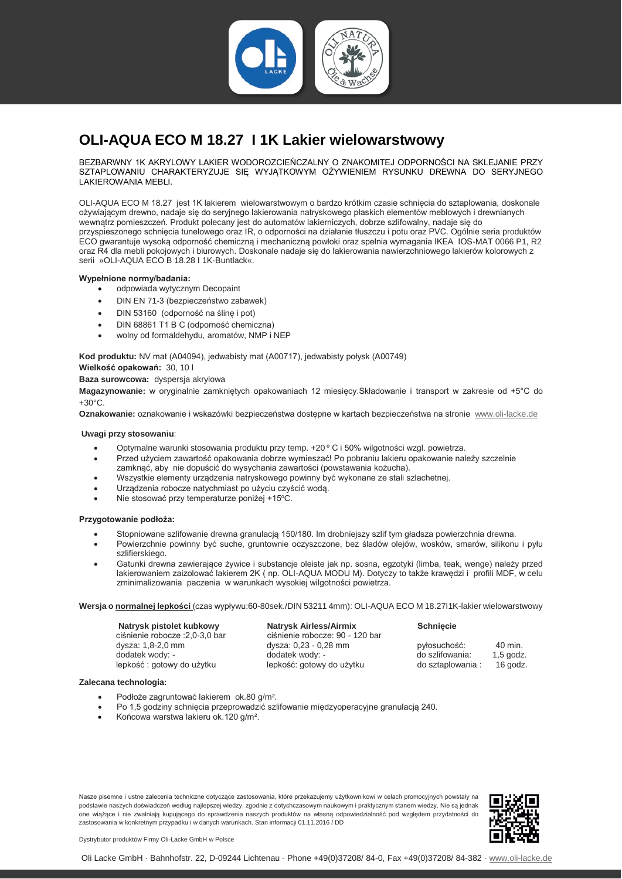# OLI-AQUA ECO M 18.27 I 1K Lakier wielowarstwowy

BEZBARWNY 1K AKRYLOWY LAKIER WODOROZCIEŃCZALNY O ZNAKOMITEJ ODPORNOŚCI NA SKLEJANIE PRZY SZTAPLOWANIU CHARAKTERYZUJE SIĘ WYJĄTKOWYM OŻYWIENIEM RYSUNKU DREWNA DO SERYJNEGO LAKIEROWANIA MEBLI.

OLI-AQUA ECO M 18.27 jest 1K lakierem wielowarstwowym o bardzo krótkim czasie schnięcia do sztaplowania, doskonale ożywiającym drewno, nadaje się do seryjnego lakierowania natryskowego płaskich elementów meblowych i drewnianych wewnątrz pomieszczeń. Produkt polecany jest do automatów lakierniczych, dobrze szlifowalny, nadaje się do przyspieszonego schnięcia tunelowego oraz IR, o odporności na działanie tłuszczu i potu oraz PVC. Ogólnie seria produktów ECO gwarantuje wysoką odporność chemiczną i mechaniczną powłoki oraz spełnia wymagania IKEA IOS-MAT 0066 P1, R2 oraz R4 dla mebli pokojowych i biurowych. Doskonale nadaje się do lakierowania nawierzchniowego lakierów kolorowych z serii »OLI-AQUA ECO B 18.28 I 1K-Buntlack«.

**Wypełnione normy/badania:**

- odpowiada wytycznym Decopaint
- DIN EN 71-3 (bezpieczeństwo zabawek)
- DIN 53160 (odporność na ślinę i pot)
- DIN 68861 T1 B C (odporność chemiczna)
- wolny od formaldehydu, aromatów, NMP i NEP

**Kod produktu:** NV mat (A04094), jedwabisty mat (A00717), jedwabisty połysk (A00749)

**Wielkość opakowań:** 30, 10 l

**Baza surowcowa:** dyspersja akrylowa

**Magazynowanie:** w oryginalnie zamkniętych opakowaniach 12 miesięcy.Składowanie i transport w zakresie od +5°C do +30°C.

**Oznakowanie:** oznakowanie i wskazówki bezpieczeństwa dostępne w kartach bezpieczeństwa na stronie www.oli-lacke.de

**Uwagi przy stosowaniu**:

- Optymalne warunki stosowania produktu przy temp. +20 º C i 50% wilgotności wzgl. powietrza.
- Przed użyciem zawartość opakowania dobrze wymieszać! Po pobraniu lakieru opakowanie należy szczelnie zamknąć, aby nie dopuścić do wysychania zawartości (powstawania kożucha).
- Wszystkie elementy urządzenia natryskowego powinny być wykonane ze stali szlachetnej.
- Urządzenia robocze natychmiast po użyciu czyścić wodą.
- Nie stosować przy temperaturze poniżej +15ºC.

**Przygotowanie podłoża:**

- Stopniowane szlifowanie drewna granulacją 150/180. Im drobniejszy szlif tym gładsza powierzchnia drewna.
- Powierzchnie powinny być suche, gruntownie oczyszczone, bez śladów olejów, wosków, smarów, silikonu i pyłu szlifierskiego.
- Gatunki drewna zawierające żywice i substancje oleiste jak np. sosna, egzotyki (limba, teak, wenge) należy przed lakierowaniem zaizolować lakierem 2K ( np. OLI-AQUA MODU M). Dotyczy to także krawędzi i profili MDF, w celu zminimalizowania paczenia w warunkach wysokiej wilgotności powietrza.

**Wersja o normalnej lepkości** (czas wypływu:60-80sek./DIN 53211 4mm): OLI-AQUA ECO M 18.27I1K-lakier wielowarstwowy

| Natrysk pistolet kubkowy | Natrysk Airless/Airmix | Schnięcie | |
|---|---|---|---|
| ciśnienie robocze :2,0-3,0 bar | ciśnienie robocze: 90 - 120 bar | | |
| dysza: 1,8-2,0 mm | dysza: 0,23 - 0,28 mm | pyłosuchość: | 40 min. |
| dodatek wody: - | dodatek wody: - | do szlifowania: | 1,5 godz. |
| lepkość : gotowy do użytku | lepkość: gotowy do użytku | do sztaplowania : | 16 godz. |

**Zalecana technologia:**

- Podłoże zagruntować lakierem ok.80 g/m².
- Po 1,5 godziny schnięcia przeprowadzić szlifowanie międzyoperacyjne granulacją 240.
- Końcowa warstwa lakieru ok.120 g/m².

Nasze pisemne i ustne zalecenia techniczne dotyczące zastosowania, które przekazujemy użytkownikowi w celach promocyjnych powstały na podstawie naszych doświadczeń według najlepszej wiedzy, zgodnie z dotychczasowym naukowym i praktycznym stanem wiedzy. Nie są jednak one wiążące i nie zwalniają kupującego do sprawdzenia naszych produktów na własną odpowiedzialność pod względem przydatności do zastosowania w konkretnym przypadku i w danych warunkach. Stan informacji 01.11.2016 / DD

Dystrybutor produktów Firmy Oli-Lacke GmbH w Polsce

Oli Lacke GmbH · Bahnhofstr. 22, D-09244 Lichtenau · Phone +49(0)37208/ 84-0, Fax +49(0)37208/ 84-382 · www.oli-lacke.de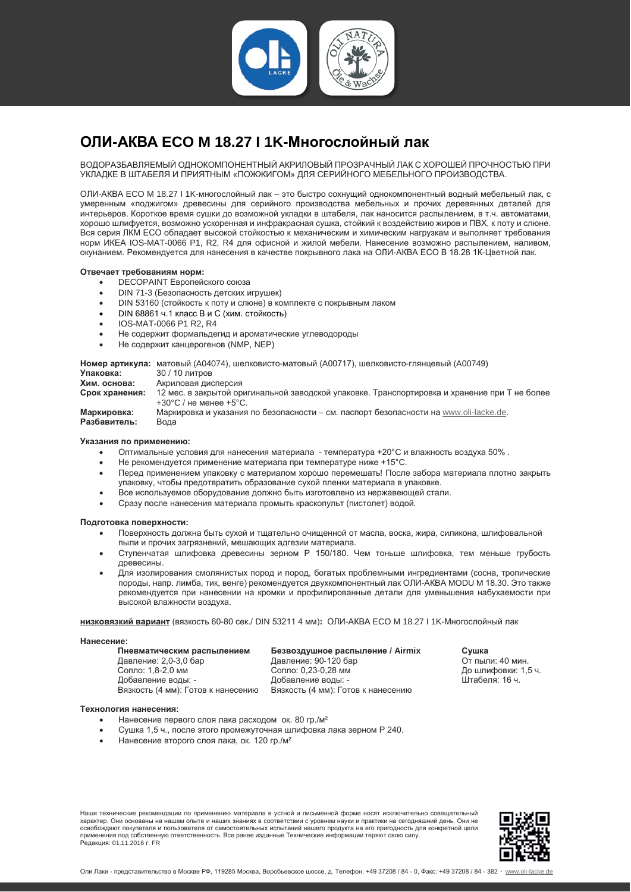# ОЛИ-АКВА ECO M 18.27 I 1К-Многослойный лак

ВОДОРАЗБАВЛЯЕМЫЙ ОДНОКОМПОНЕНТНЫЙ АКРИЛОВЫЙ ПРОЗРАЧНЫЙ ЛАК С ХОРОШЕЙ ПРОЧНОСТЬЮ ПРИ УКЛАДКЕ В ШТАБЕЛЯ И ПРИЯТНЫМ «ПОЖЖИГОМ» ДЛЯ СЕРИЙНОГО МЕБЕЛЬНОГО ПРОИЗВОДСТВА.

ОЛИ-АКВА ECO M 18.27 I 1К-многослойный лак – это быстро сохнущий однокомпонентный водный мебельный лак, с умеренным «поджигом» древесины для серийного производства мебельных и прочих деревянных деталей для интерьеров. Короткое время сушки до возможной укладки в штабеля, лак наносится распылением, в т.ч. автоматами, хорошо шлифуется, возможно ускоренная и инфракрасная сушка, стойкий к воздействию жиров и ПВХ, к поту и слюне. Вся серия ЛКМ ECO обладает высокой стойкостью к механическим и химическим нагрузкам и выполняет требования норм ИКЕА IOS-MAT-0066 P1, R2, R4 для офисной и жилой мебели. Нанесение возможно распылением, наливом, окунанием. Рекомендуется для нанесения в качестве покрывного лака на ОЛИ-АКВА ECO B 18.28 1К-Цветной лак.

**Отвечает требованиям норм:**

- DECOPAINT Европейского союза
- DIN 71-3 (Безопасность детских игрушек)
- DIN 53160 (стойкость к поту и слюне) в комплекте с покрывным лаком
- DIN 68861 ч.1 класс B и C (хим. стойкость)
- IOS-MAT-0066 P1 R2, R4
- Не содержит формальдегид и ароматические углеводороды
- Не содержит канцерогенов (NMP, NEP)

**Номер артикула:** матовый (A04074), шелковисто-матовый (A00717), шелковисто-глянцевый (A00749)
**Упаковка:** 30 / 10 литров
**Хим. основа:** Акриловая дисперсия
**Срок хранения:** 12 мес. в закрытой оригинальной заводской упаковке. Транспортировка и хранение при Т не более +30°С / не менее +5°С.
**Маркировка:** Маркировка и указания по безопасности – см. паспорт безопасности на www.oli-lacke.de.
**Разбавитель:** Вода

**Указания по применению:**

- Оптимальные условия для нанесения материала - температура +20°С и влажность воздуха 50% .
- Не рекомендуется применение материала при температуре ниже +15°С.
- Перед применением упаковку с материалом хорошо перемешать! После забора материала плотно закрыть упаковку, чтобы предотвратить образование сухой пленки материала в упаковке.
- Все используемое оборудование должно быть изготовлено из нержавеющей стали.
- Сразу после нанесения материала промыть краскопульт (пистолет) водой.

**Подготовка поверхности:**

- Поверхность должна быть сухой и тщательно очищенной от масла, воска, жира, силикона, шлифовальной пыли и прочих загрязнений, мешающих адгезии материала.
- Ступенчатая шлифовка древесины зерном P 150/180. Чем тоньше шлифовка, тем меньше грубость древесины.
- Для изолирования смолянистых пород и пород, богатых проблемными ингредиентами (сосна, тропические породы, напр. лимба, тик, венге) рекомендуется двухкомпонентный лак ОЛИ-АКВА MODU M 18.30. Это также рекомендуется при нанесении на кромки и профилированные детали для уменьшения набухаемости при высокой влажности воздуха.

**низковязкий вариант** (вязкость 60-80 сек./ DIN 53211 4 мм)**:** ОЛИ-АКВА ECO M 18.27 I 1К-Многослойный лак

**Нанесение:**

| Пневматическим распылением | Безвоздушное распыление / Airmix | Сушка |
|---|---|---|
| Давление: 2,0-3,0 бар | Давление: 90-120 бар | От пыли: 40 мин. |
| Сопло: 1,8-2,0 мм | Сопло: 0,23-0,28 мм | До шлифовки: 1,5 ч. |
| Добавление воды: - | Добавление воды: - | Штабеля: 16 ч. |
| Вязкость (4 мм): Готов к нанесению | Вязкость (4 мм): Готов к нанесению | |

**Технология нанесения:**

- Нанесение первого слоя лака расходом ок. 80 гр./м²
- Сушка 1,5 ч., после этого промежуточная шлифовка лака зерном P 240.
- Нанесение второго слоя лака, ок. 120 гр./м²

Наши технические рекомендации по применению материала в устной и письменной форме носят исключительно совещательный характер. Они основаны на нашем опыте и наших знаниях в соответствии с уровнем науки и практики на сегодняшний день. Они не освобождают покупателя и пользователя от самостоятельных испытаний нашего продукта на его пригодность для конкретной цели применения под собственную ответственность. Все ранее изданные Технические информации теряют свою силу.
Редакция: 01.11.2016 г. FR

Оли Лаки - представительство в Москве РФ, 119285 Москва, Воробьевское шоссе, д. Телефон: +49 37208 / 84 - 0, Факс: +49 37208 / 84 - 382 · www.oli-lacke.de